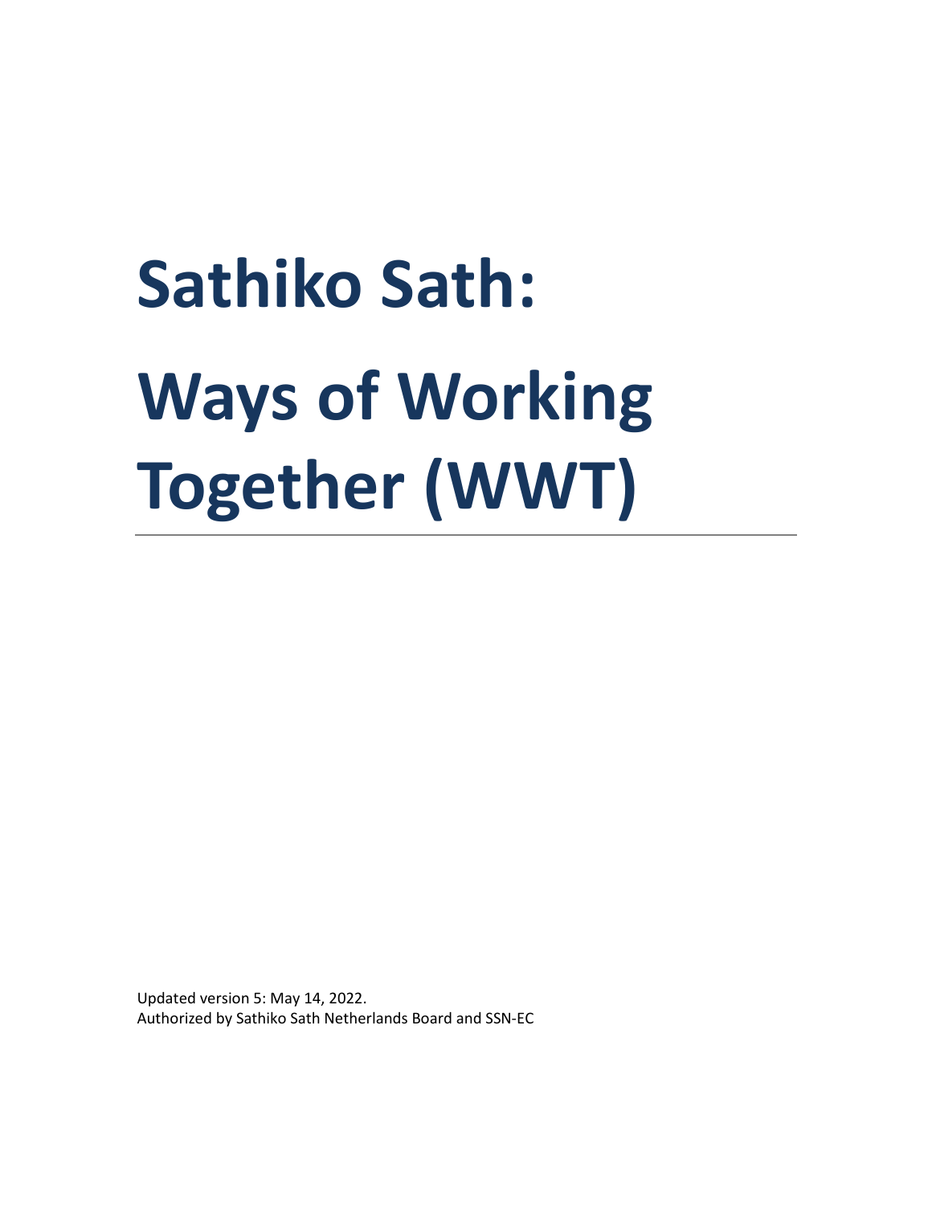# Sathiko Sath: Ways of Working Together (WWT)

---

Updated version 5: May 14, 2022.
Authorized by Sathiko Sath Netherlands Board and SSN-EC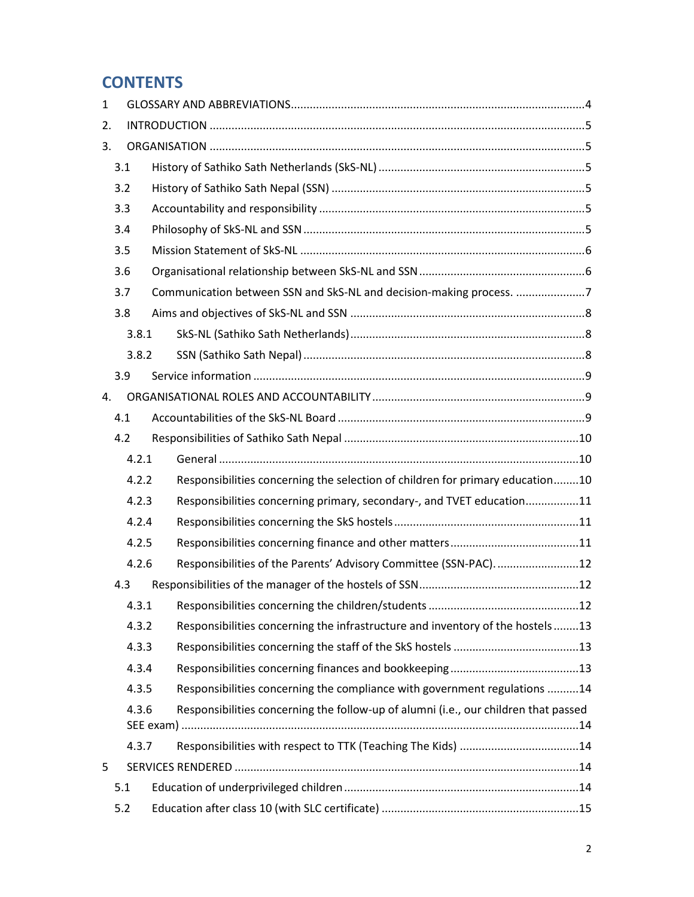# CONTENTS

1 GLOSSARY AND ABBREVIATIONS....4
2. INTRODUCTION....5
3. ORGANISATION....5
- 3.1 History of Sathiko Sath Netherlands (SkS-NL)....5
- 3.2 History of Sathiko Sath Nepal (SSN)....5
- 3.3 Accountability and responsibility....5
- 3.4 Philosophy of SkS-NL and SSN....5
- 3.5 Mission Statement of SkS-NL....6
- 3.6 Organisational relationship between SkS-NL and SSN....6
- 3.7 Communication between SSN and SkS-NL and decision-making process. ....7
- 3.8 Aims and objectives of SkS-NL and SSN....8
  - 3.8.1 SkS-NL (Sathiko Sath Netherlands)....8
  - 3.8.2 SSN (Sathiko Sath Nepal)....8
- 3.9 Service information....9

4. ORGANISATIONAL ROLES AND ACCOUNTABILITY....9
- 4.1 Accountabilities of the SkS-NL Board....9
- 4.2 Responsibilities of Sathiko Sath Nepal....10
  - 4.2.1 General....10
  - 4.2.2 Responsibilities concerning the selection of children for primary education....10
  - 4.2.3 Responsibilities concerning primary, secondary-, and TVET education....11
  - 4.2.4 Responsibilities concerning the SkS hostels....11
  - 4.2.5 Responsibilities concerning finance and other matters....11
  - 4.2.6 Responsibilities of the Parents' Advisory Committee (SSN-PAC). ....12
- 4.3 Responsibilities of the manager of the hostels of SSN....12
  - 4.3.1 Responsibilities concerning the children/students....12
  - 4.3.2 Responsibilities concerning the infrastructure and inventory of the hostels....13
  - 4.3.3 Responsibilities concerning the staff of the SkS hostels....13
  - 4.3.4 Responsibilities concerning finances and bookkeeping....13
  - 4.3.5 Responsibilities concerning the compliance with government regulations ....14
  - 4.3.6 Responsibilities concerning the follow-up of alumni (i.e., our children that passed SEE exam)....14
  - 4.3.7 Responsibilities with respect to TTK (Teaching The Kids)....14

5 SERVICES RENDERED....14
- 5.1 Education of underprivileged children....14
- 5.2 Education after class 10 (with SLC certificate)....15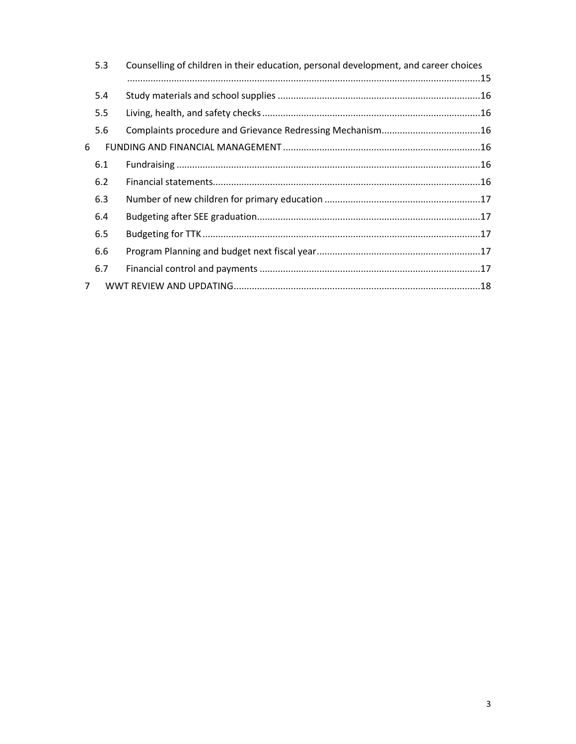5.3 Counselling of children in their education, personal development, and career choices ......................................................................................................................................15

5.4 Study materials and school supplies .............................................................................16

5.5 Living, health, and safety checks ...................................................................................16

5.6 Complaints procedure and Grievance Redressing Mechanism......................................16

6 FUNDING AND FINANCIAL MANAGEMENT ...........................................................................16

6.1 Fundraising ....................................................................................................................16

6.2 Financial statements......................................................................................................16

6.3 Number of new children for primary education ...........................................................17

6.4 Budgeting after SEE graduation.....................................................................................17

6.5 Budgeting for TTK ..........................................................................................................17

6.6 Program Planning and budget next fiscal year..............................................................17

6.7 Financial control and payments ....................................................................................17

7 WWT REVIEW AND UPDATING..............................................................................................18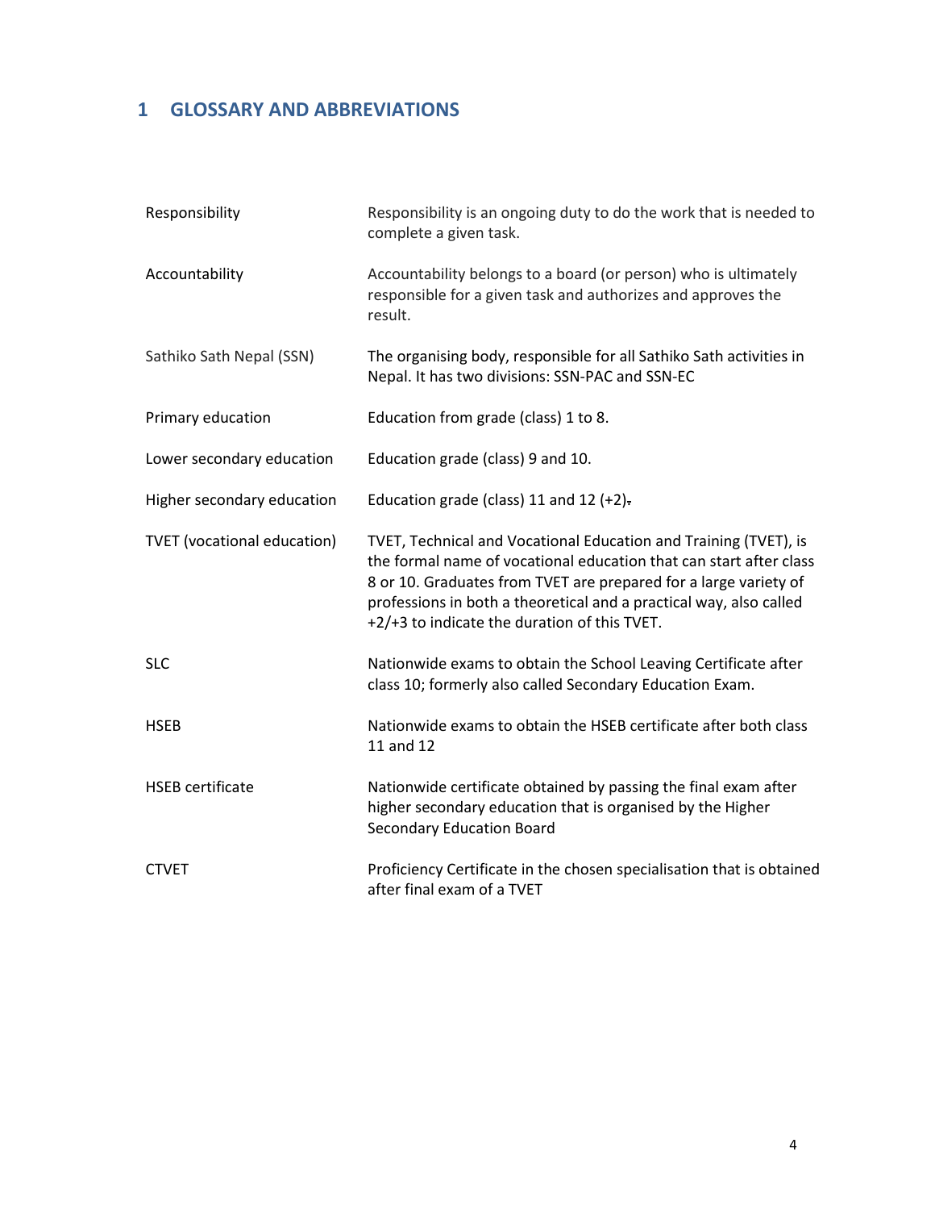# 1 GLOSSARY AND ABBREVIATIONS

| Term | Definition |
|---|---|
| Responsibility | Responsibility is an ongoing duty to do the work that is needed to complete a given task. |
| Accountability | Accountability belongs to a board (or person) who is ultimately responsible for a given task and authorizes and approves the result. |
| Sathiko Sath Nepal (SSN) | The organising body, responsible for all Sathiko Sath activities in Nepal. It has two divisions: SSN-PAC and SSN-EC |
| Primary education | Education from grade (class) 1 to 8. |
| Lower secondary education | Education grade (class) 9 and 10. |
| Higher secondary education | Education grade (class) 11 and 12 (+2). |
| TVET (vocational education) | TVET, Technical and Vocational Education and Training (TVET), is the formal name of vocational education that can start after class 8 or 10. Graduates from TVET are prepared for a large variety of professions in both a theoretical and a practical way, also called +2/+3 to indicate the duration of this TVET. |
| SLC | Nationwide exams to obtain the School Leaving Certificate after class 10; formerly also called Secondary Education Exam. |
| HSEB | Nationwide exams to obtain the HSEB certificate after both class 11 and 12 |
| HSEB certificate | Nationwide certificate obtained by passing the final exam after higher secondary education that is organised by the Higher Secondary Education Board |
| CTVET | Proficiency Certificate in the chosen specialisation that is obtained after final exam of a TVET |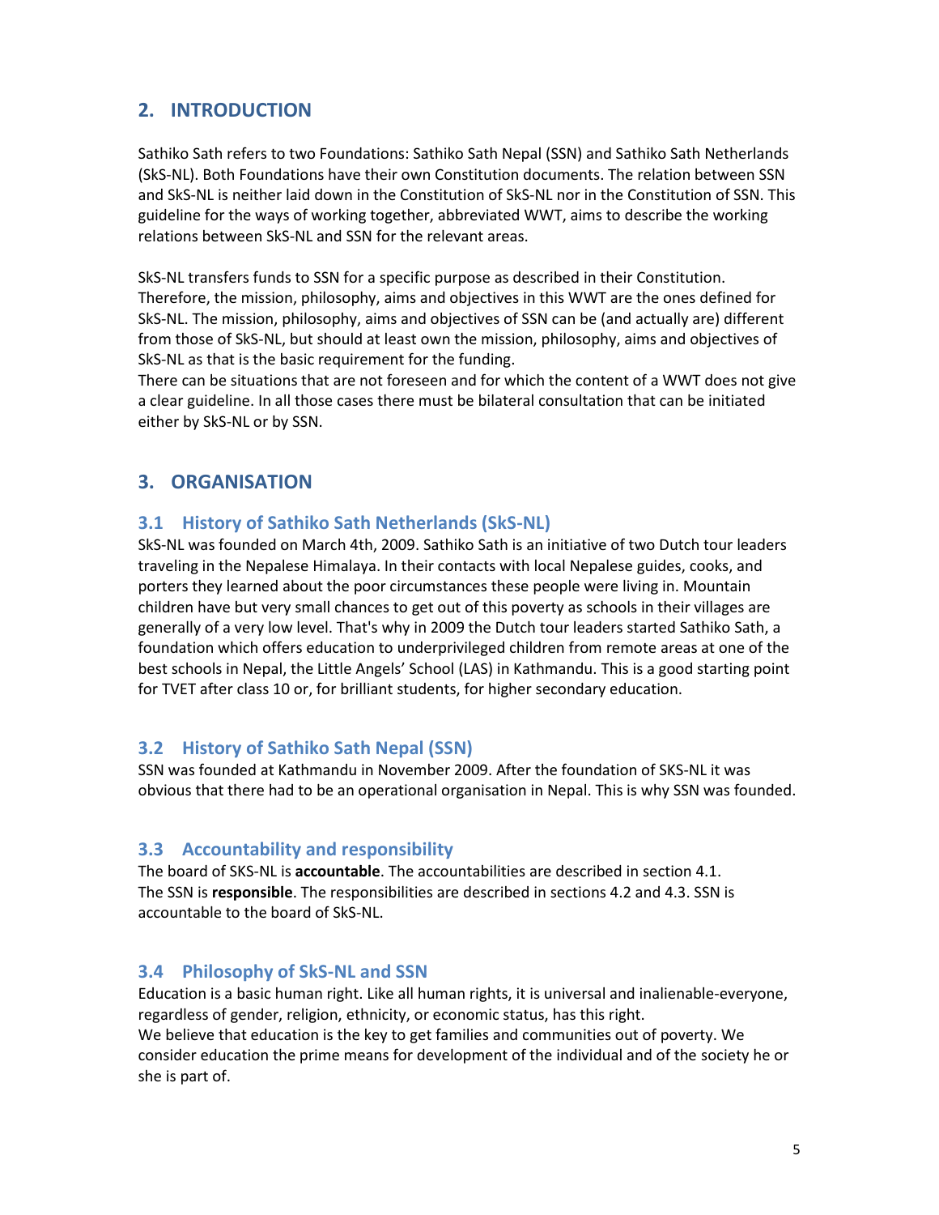## 2. INTRODUCTION

Sathiko Sath refers to two Foundations: Sathiko Sath Nepal (SSN) and Sathiko Sath Netherlands (SkS-NL). Both Foundations have their own Constitution documents. The relation between SSN and SkS-NL is neither laid down in the Constitution of SkS-NL nor in the Constitution of SSN. This guideline for the ways of working together, abbreviated WWT, aims to describe the working relations between SkS-NL and SSN for the relevant areas.

SkS-NL transfers funds to SSN for a specific purpose as described in their Constitution. Therefore, the mission, philosophy, aims and objectives in this WWT are the ones defined for SkS-NL. The mission, philosophy, aims and objectives of SSN can be (and actually are) different from those of SkS-NL, but should at least own the mission, philosophy, aims and objectives of SkS-NL as that is the basic requirement for the funding.
There can be situations that are not foreseen and for which the content of a WWT does not give a clear guideline. In all those cases there must be bilateral consultation that can be initiated either by SkS-NL or by SSN.

## 3. ORGANISATION

### 3.1 History of Sathiko Sath Netherlands (SkS-NL)

SkS-NL was founded on March 4th, 2009. Sathiko Sath is an initiative of two Dutch tour leaders traveling in the Nepalese Himalaya. In their contacts with local Nepalese guides, cooks, and porters they learned about the poor circumstances these people were living in. Mountain children have but very small chances to get out of this poverty as schools in their villages are generally of a very low level. That's why in 2009 the Dutch tour leaders started Sathiko Sath, a foundation which offers education to underprivileged children from remote areas at one of the best schools in Nepal, the Little Angels' School (LAS) in Kathmandu. This is a good starting point for TVET after class 10 or, for brilliant students, for higher secondary education.

### 3.2 History of Sathiko Sath Nepal (SSN)

SSN was founded at Kathmandu in November 2009. After the foundation of SKS-NL it was obvious that there had to be an operational organisation in Nepal. This is why SSN was founded.

### 3.3 Accountability and responsibility

The board of SKS-NL is **accountable**. The accountabilities are described in section 4.1.
The SSN is **responsible**. The responsibilities are described in sections 4.2 and 4.3. SSN is accountable to the board of SkS-NL.

### 3.4 Philosophy of SkS-NL and SSN

Education is a basic human right. Like all human rights, it is universal and inalienable-everyone, regardless of gender, religion, ethnicity, or economic status, has this right.
We believe that education is the key to get families and communities out of poverty. We consider education the prime means for development of the individual and of the society he or she is part of.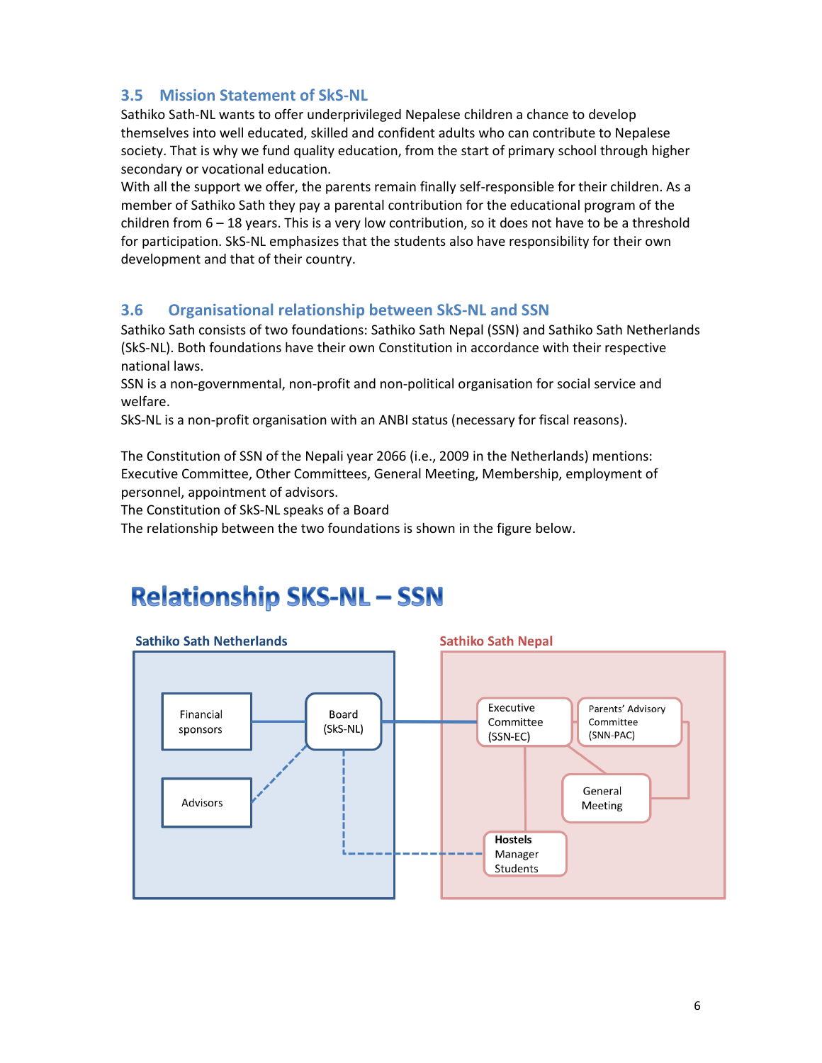### 3.5 Mission Statement of SkS-NL

Sathiko Sath-NL wants to offer underprivileged Nepalese children a chance to develop themselves into well educated, skilled and confident adults who can contribute to Nepalese society. That is why we fund quality education, from the start of primary school through higher secondary or vocational education.
With all the support we offer, the parents remain finally self-responsible for their children. As a member of Sathiko Sath they pay a parental contribution for the educational program of the children from 6 – 18 years. This is a very low contribution, so it does not have to be a threshold for participation. SkS-NL emphasizes that the students also have responsibility for their own development and that of their country.

### 3.6 Organisational relationship between SkS-NL and SSN

Sathiko Sath consists of two foundations: Sathiko Sath Nepal (SSN) and Sathiko Sath Netherlands (SkS-NL). Both foundations have their own Constitution in accordance with their respective national laws.
SSN is a non-governmental, non-profit and non-political organisation for social service and welfare.
SkS-NL is a non-profit organisation with an ANBI status (necessary for fiscal reasons).

The Constitution of SSN of the Nepali year 2066 (i.e., 2009 in the Netherlands) mentions: Executive Committee, Other Committees, General Meeting, Membership, employment of personnel, appointment of advisors.
The Constitution of SkS-NL speaks of a Board
The relationship between the two foundations is shown in the figure below.

**Relationship SKS-NL – SSN**

**Sathiko Sath Netherlands**: Financial sponsors; Advisors; Board (SkS-NL)

**Sathiko Sath Nepal**: Executive Committee (SSN-EC); Parents' Advisory Committee (SNN-PAC); General Meeting; **Hostels** Manager Students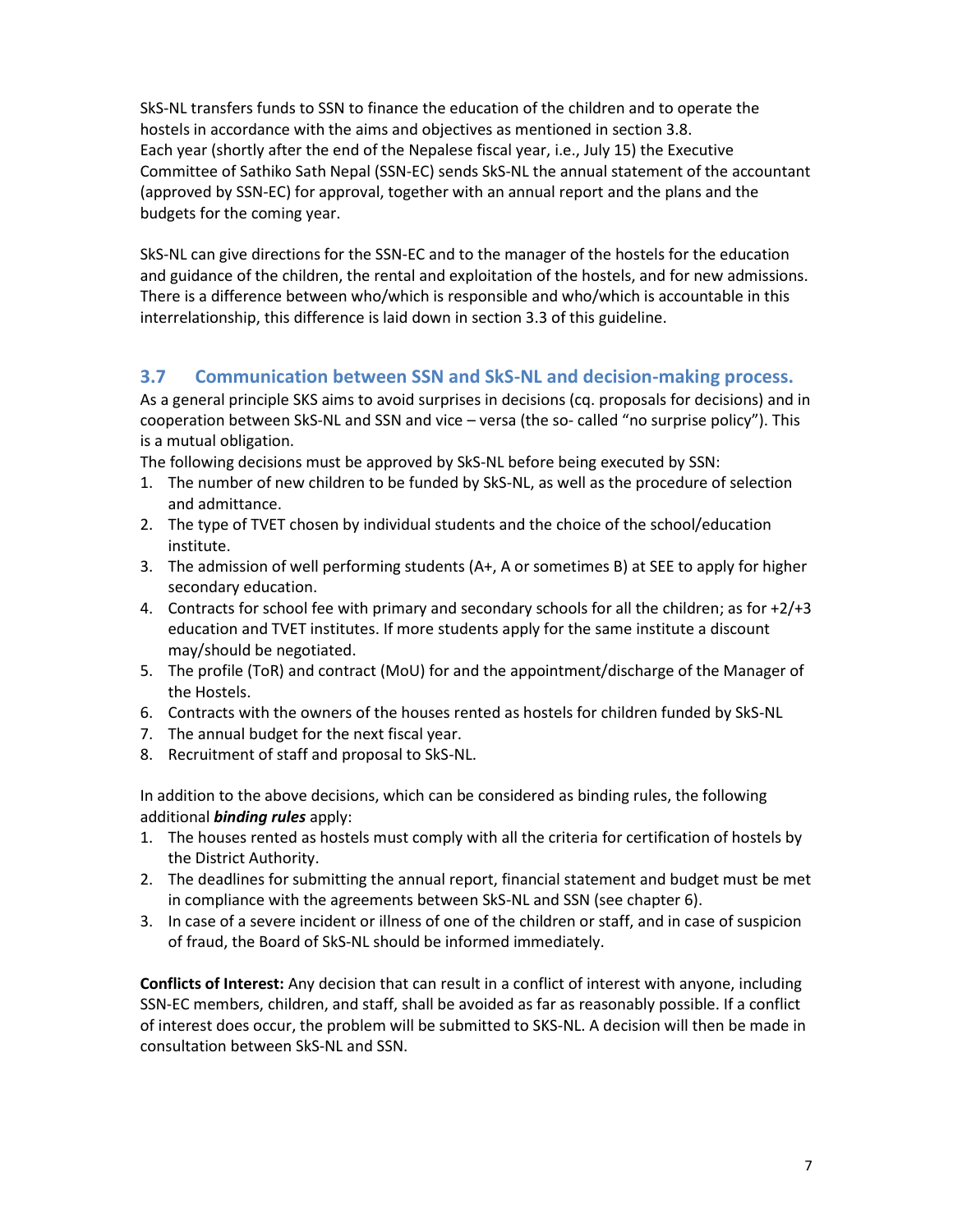SkS-NL transfers funds to SSN to finance the education of the children and to operate the hostels in accordance with the aims and objectives as mentioned in section 3.8.
Each year (shortly after the end of the Nepalese fiscal year, i.e., July 15) the Executive Committee of Sathiko Sath Nepal (SSN-EC) sends SkS-NL the annual statement of the accountant (approved by SSN-EC) for approval, together with an annual report and the plans and the budgets for the coming year.

SkS-NL can give directions for the SSN-EC and to the manager of the hostels for the education and guidance of the children, the rental and exploitation of the hostels, and for new admissions. There is a difference between who/which is responsible and who/which is accountable in this interrelationship, this difference is laid down in section 3.3 of this guideline.

## 3.7 Communication between SSN and SkS-NL and decision-making process.

As a general principle SKS aims to avoid surprises in decisions (cq. proposals for decisions) and in cooperation between SkS-NL and SSN and vice – versa (the so- called "no surprise policy"). This is a mutual obligation.
The following decisions must be approved by SkS-NL before being executed by SSN:

1. The number of new children to be funded by SkS-NL, as well as the procedure of selection and admittance.
2. The type of TVET chosen by individual students and the choice of the school/education institute.
3. The admission of well performing students (A+, A or sometimes B) at SEE to apply for higher secondary education.
4. Contracts for school fee with primary and secondary schools for all the children; as for +2/+3 education and TVET institutes. If more students apply for the same institute a discount may/should be negotiated.
5. The profile (ToR) and contract (MoU) for and the appointment/discharge of the Manager of the Hostels.
6. Contracts with the owners of the houses rented as hostels for children funded by SkS-NL
7. The annual budget for the next fiscal year.
8. Recruitment of staff and proposal to SkS-NL.

In addition to the above decisions, which can be considered as binding rules, the following additional ***binding rules*** apply:

1. The houses rented as hostels must comply with all the criteria for certification of hostels by the District Authority.
2. The deadlines for submitting the annual report, financial statement and budget must be met in compliance with the agreements between SkS-NL and SSN (see chapter 6).
3. In case of a severe incident or illness of one of the children or staff, and in case of suspicion of fraud, the Board of SkS-NL should be informed immediately.

**Conflicts of Interest:** Any decision that can result in a conflict of interest with anyone, including SSN-EC members, children, and staff, shall be avoided as far as reasonably possible. If a conflict of interest does occur, the problem will be submitted to SKS-NL. A decision will then be made in consultation between SkS-NL and SSN.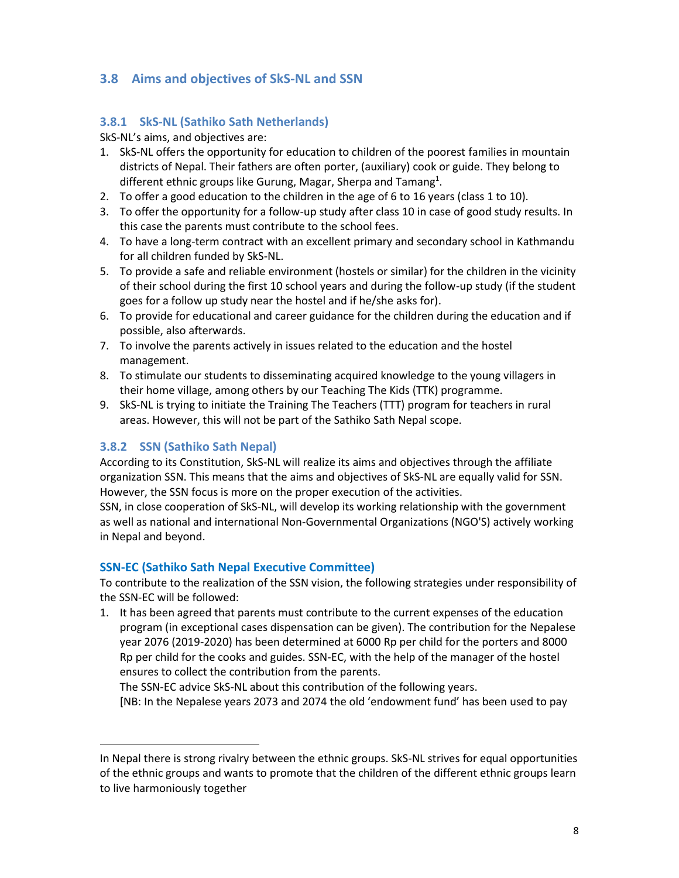## 3.8 Aims and objectives of SkS-NL and SSN

### 3.8.1 SkS-NL (Sathiko Sath Netherlands)

SkS-NL's aims, and objectives are:

1. SkS-NL offers the opportunity for education to children of the poorest families in mountain districts of Nepal. Their fathers are often porter, (auxiliary) cook or guide. They belong to different ethnic groups like Gurung, Magar, Sherpa and Tamang[1].
2. To offer a good education to the children in the age of 6 to 16 years (class 1 to 10).
3. To offer the opportunity for a follow-up study after class 10 in case of good study results. In this case the parents must contribute to the school fees.
4. To have a long-term contract with an excellent primary and secondary school in Kathmandu for all children funded by SkS-NL.
5. To provide a safe and reliable environment (hostels or similar) for the children in the vicinity of their school during the first 10 school years and during the follow-up study (if the student goes for a follow up study near the hostel and if he/she asks for).
6. To provide for educational and career guidance for the children during the education and if possible, also afterwards.
7. To involve the parents actively in issues related to the education and the hostel management.
8. To stimulate our students to disseminating acquired knowledge to the young villagers in their home village, among others by our Teaching The Kids (TTK) programme.
9. SkS-NL is trying to initiate the Training The Teachers (TTT) program for teachers in rural areas. However, this will not be part of the Sathiko Sath Nepal scope.

### 3.8.2 SSN (Sathiko Sath Nepal)

According to its Constitution, SkS-NL will realize its aims and objectives through the affiliate organization SSN. This means that the aims and objectives of SkS-NL are equally valid for SSN. However, the SSN focus is more on the proper execution of the activities.

SSN, in close cooperation of SkS-NL, will develop its working relationship with the government as well as national and international Non-Governmental Organizations (NGO'S) actively working in Nepal and beyond.

#### SSN-EC (Sathiko Sath Nepal Executive Committee)

To contribute to the realization of the SSN vision, the following strategies under responsibility of the SSN-EC will be followed:

1. It has been agreed that parents must contribute to the current expenses of the education program (in exceptional cases dispensation can be given). The contribution for the Nepalese year 2076 (2019-2020) has been determined at 6000 Rp per child for the porters and 8000 Rp per child for the cooks and guides. SSN-EC, with the help of the manager of the hostel ensures to collect the contribution from the parents.

   The SSN-EC advice SkS-NL about this contribution of the following years.

   [NB: In the Nepalese years 2073 and 2074 the old 'endowment fund' has been used to pay

---

[1] In Nepal there is strong rivalry between the ethnic groups. SkS-NL strives for equal opportunities of the ethnic groups and wants to promote that the children of the different ethnic groups learn to live harmoniously together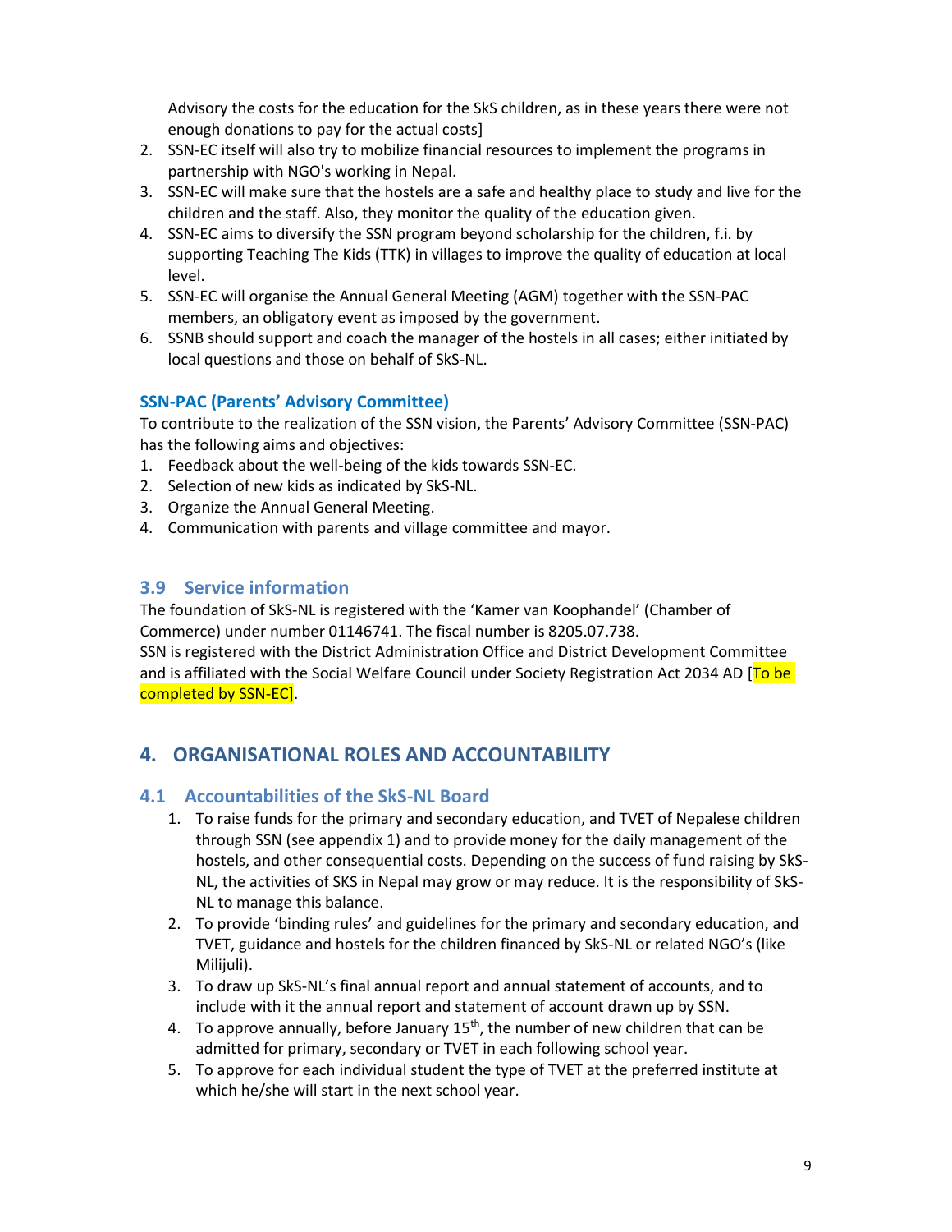Advisory the costs for the education for the SkS children, as in these years there were not enough donations to pay for the actual costs]

2. SSN-EC itself will also try to mobilize financial resources to implement the programs in partnership with NGO's working in Nepal.
3. SSN-EC will make sure that the hostels are a safe and healthy place to study and live for the children and the staff. Also, they monitor the quality of the education given.
4. SSN-EC aims to diversify the SSN program beyond scholarship for the children, f.i. by supporting Teaching The Kids (TTK) in villages to improve the quality of education at local level.
5. SSN-EC will organise the Annual General Meeting (AGM) together with the SSN-PAC members, an obligatory event as imposed by the government.
6. SSNB should support and coach the manager of the hostels in all cases; either initiated by local questions and those on behalf of SkS-NL.

### SSN-PAC (Parents' Advisory Committee)

To contribute to the realization of the SSN vision, the Parents' Advisory Committee (SSN-PAC) has the following aims and objectives:

1. Feedback about the well-being of the kids towards SSN-EC.
2. Selection of new kids as indicated by SkS-NL.
3. Organize the Annual General Meeting.
4. Communication with parents and village committee and mayor.

## 3.9 Service information

The foundation of SkS-NL is registered with the 'Kamer van Koophandel' (Chamber of Commerce) under number 01146741. The fiscal number is 8205.07.738.
SSN is registered with the District Administration Office and District Development Committee and is affiliated with the Social Welfare Council under Society Registration Act 2034 AD [To be completed by SSN-EC].

# 4. ORGANISATIONAL ROLES AND ACCOUNTABILITY

## 4.1 Accountabilities of the SkS-NL Board

1. To raise funds for the primary and secondary education, and TVET of Nepalese children through SSN (see appendix 1) and to provide money for the daily management of the hostels, and other consequential costs. Depending on the success of fund raising by SkS-NL, the activities of SKS in Nepal may grow or may reduce. It is the responsibility of SkS-NL to manage this balance.
2. To provide 'binding rules' and guidelines for the primary and secondary education, and TVET, guidance and hostels for the children financed by SkS-NL or related NGO's (like Milijuli).
3. To draw up SkS-NL's final annual report and annual statement of accounts, and to include with it the annual report and statement of account drawn up by SSN.
4. To approve annually, before January 15th, the number of new children that can be admitted for primary, secondary or TVET in each following school year.
5. To approve for each individual student the type of TVET at the preferred institute at which he/she will start in the next school year.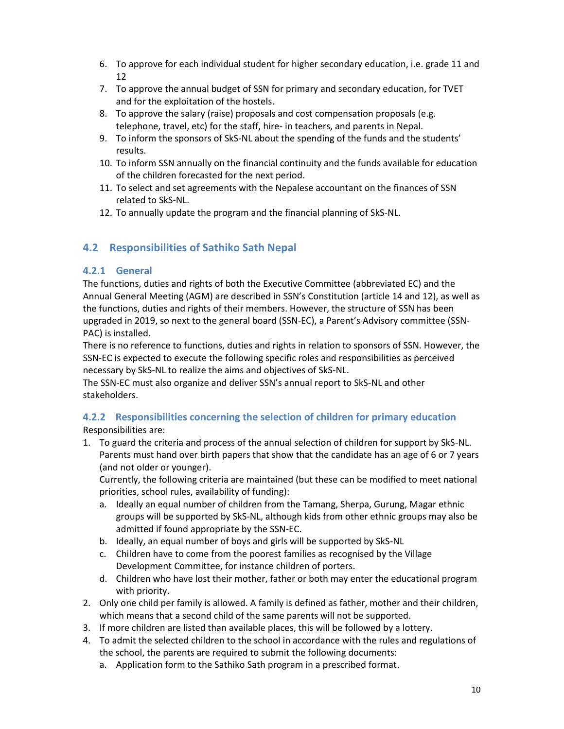6. To approve for each individual student for higher secondary education, i.e. grade 11 and 12
7. To approve the annual budget of SSN for primary and secondary education, for TVET and for the exploitation of the hostels.
8. To approve the salary (raise) proposals and cost compensation proposals (e.g. telephone, travel, etc) for the staff, hire- in teachers, and parents in Nepal.
9. To inform the sponsors of SkS-NL about the spending of the funds and the students' results.
10. To inform SSN annually on the financial continuity and the funds available for education of the children forecasted for the next period.
11. To select and set agreements with the Nepalese accountant on the finances of SSN related to SkS-NL.
12. To annually update the program and the financial planning of SkS-NL.

## 4.2 Responsibilities of Sathiko Sath Nepal

### 4.2.1 General

The functions, duties and rights of both the Executive Committee (abbreviated EC) and the Annual General Meeting (AGM) are described in SSN's Constitution (article 14 and 12), as well as the functions, duties and rights of their members. However, the structure of SSN has been upgraded in 2019, so next to the general board (SSN-EC), a Parent's Advisory committee (SSN-PAC) is installed.

There is no reference to functions, duties and rights in relation to sponsors of SSN. However, the SSN-EC is expected to execute the following specific roles and responsibilities as perceived necessary by SkS-NL to realize the aims and objectives of SkS-NL.

The SSN-EC must also organize and deliver SSN's annual report to SkS-NL and other stakeholders.

### 4.2.2 Responsibilities concerning the selection of children for primary education

Responsibilities are:

1. To guard the criteria and process of the annual selection of children for support by SkS-NL. Parents must hand over birth papers that show that the candidate has an age of 6 or 7 years (and not older or younger).
   Currently, the following criteria are maintained (but these can be modified to meet national priorities, school rules, availability of funding):
   a. Ideally an equal number of children from the Tamang, Sherpa, Gurung, Magar ethnic groups will be supported by SkS-NL, although kids from other ethnic groups may also be admitted if found appropriate by the SSN-EC.
   b. Ideally, an equal number of boys and girls will be supported by SkS-NL
   c. Children have to come from the poorest families as recognised by the Village Development Committee, for instance children of porters.
   d. Children who have lost their mother, father or both may enter the educational program with priority.
2. Only one child per family is allowed. A family is defined as father, mother and their children, which means that a second child of the same parents will not be supported.
3. If more children are listed than available places, this will be followed by a lottery.
4. To admit the selected children to the school in accordance with the rules and regulations of the school, the parents are required to submit the following documents:
   a. Application form to the Sathiko Sath program in a prescribed format.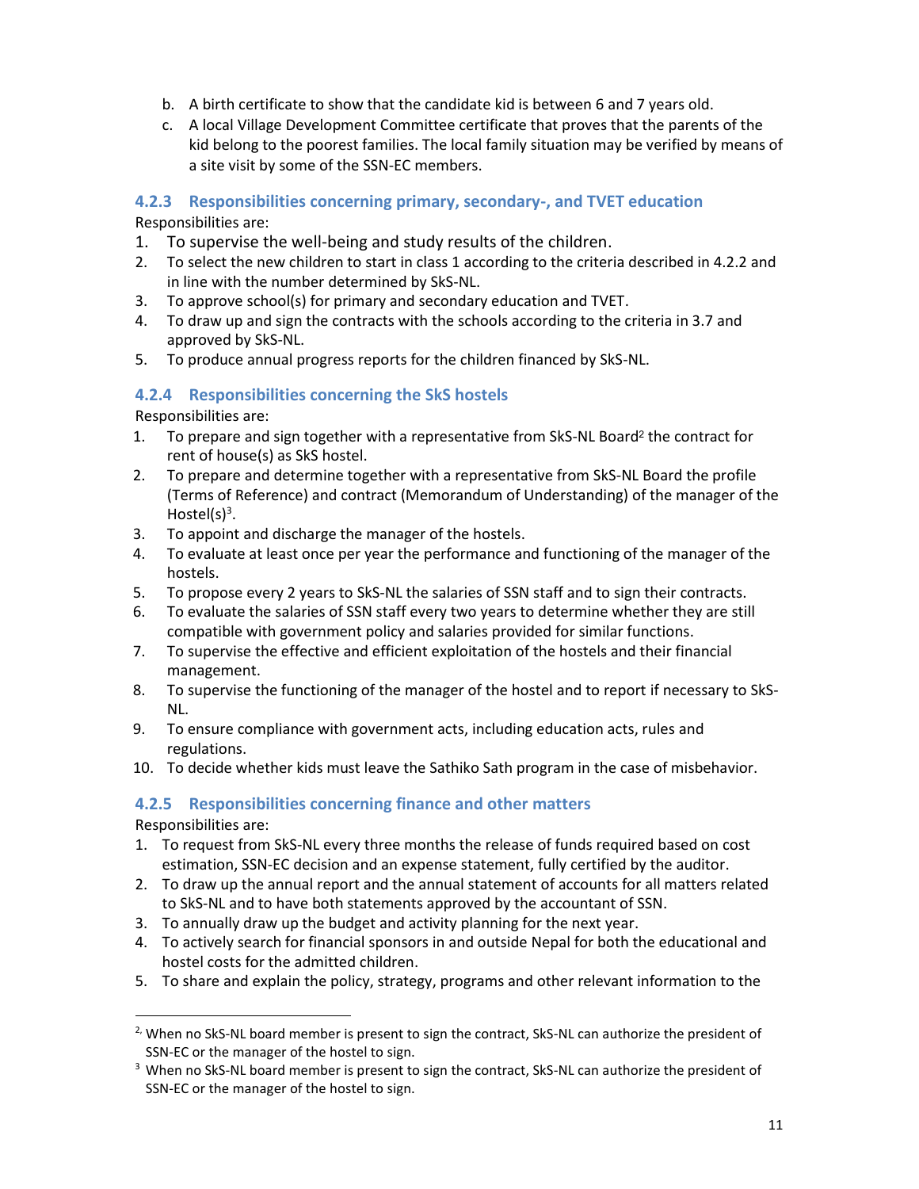b. A birth certificate to show that the candidate kid is between 6 and 7 years old.
c. A local Village Development Committee certificate that proves that the parents of the kid belong to the poorest families. The local family situation may be verified by means of a site visit by some of the SSN-EC members.

### 4.2.3 Responsibilities concerning primary, secondary-, and TVET education

Responsibilities are:

1. To supervise the well-being and study results of the children.
2. To select the new children to start in class 1 according to the criteria described in 4.2.2 and in line with the number determined by SkS-NL.
3. To approve school(s) for primary and secondary education and TVET.
4. To draw up and sign the contracts with the schools according to the criteria in 3.7 and approved by SkS-NL.
5. To produce annual progress reports for the children financed by SkS-NL.

### 4.2.4 Responsibilities concerning the SkS hostels

Responsibilities are:

1. To prepare and sign together with a representative from SkS-NL Board[2] the contract for rent of house(s) as SkS hostel.
2. To prepare and determine together with a representative from SkS-NL Board the profile (Terms of Reference) and contract (Memorandum of Understanding) of the manager of the Hostel(s)[3].
3. To appoint and discharge the manager of the hostels.
4. To evaluate at least once per year the performance and functioning of the manager of the hostels.
5. To propose every 2 years to SkS-NL the salaries of SSN staff and to sign their contracts.
6. To evaluate the salaries of SSN staff every two years to determine whether they are still compatible with government policy and salaries provided for similar functions.
7. To supervise the effective and efficient exploitation of the hostels and their financial management.
8. To supervise the functioning of the manager of the hostel and to report if necessary to SkS-NL.
9. To ensure compliance with government acts, including education acts, rules and regulations.
10. To decide whether kids must leave the Sathiko Sath program in the case of misbehavior.

### 4.2.5 Responsibilities concerning finance and other matters

Responsibilities are:

1. To request from SkS-NL every three months the release of funds required based on cost estimation, SSN-EC decision and an expense statement, fully certified by the auditor.
2. To draw up the annual report and the annual statement of accounts for all matters related to SkS-NL and to have both statements approved by the accountant of SSN.
3. To annually draw up the budget and activity planning for the next year.
4. To actively search for financial sponsors in and outside Nepal for both the educational and hostel costs for the admitted children.
5. To share and explain the policy, strategy, programs and other relevant information to the

---

[2], When no SkS-NL board member is present to sign the contract, SkS-NL can authorize the president of SSN-EC or the manager of the hostel to sign.

[3] When no SkS-NL board member is present to sign the contract, SkS-NL can authorize the president of SSN-EC or the manager of the hostel to sign.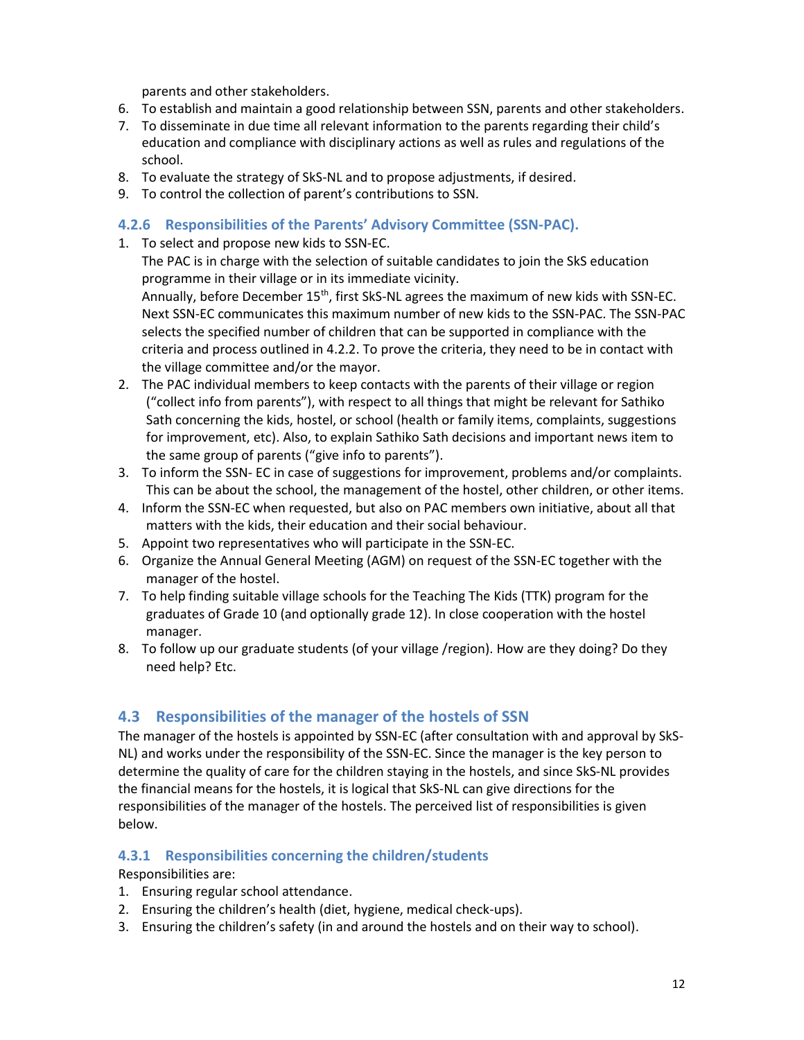parents and other stakeholders.

6. To establish and maintain a good relationship between SSN, parents and other stakeholders.
7. To disseminate in due time all relevant information to the parents regarding their child's education and compliance with disciplinary actions as well as rules and regulations of the school.
8. To evaluate the strategy of SkS-NL and to propose adjustments, if desired.
9. To control the collection of parent's contributions to SSN.

### 4.2.6 Responsibilities of the Parents' Advisory Committee (SSN-PAC).

1. To select and propose new kids to SSN-EC.
   The PAC is in charge with the selection of suitable candidates to join the SkS education programme in their village or in its immediate vicinity.
   Annually, before December 15th, first SkS-NL agrees the maximum of new kids with SSN-EC. Next SSN-EC communicates this maximum number of new kids to the SSN-PAC. The SSN-PAC selects the specified number of children that can be supported in compliance with the criteria and process outlined in 4.2.2. To prove the criteria, they need to be in contact with the village committee and/or the mayor.
2. The PAC individual members to keep contacts with the parents of their village or region ("collect info from parents"), with respect to all things that might be relevant for Sathiko Sath concerning the kids, hostel, or school (health or family items, complaints, suggestions for improvement, etc). Also, to explain Sathiko Sath decisions and important news item to the same group of parents ("give info to parents").
3. To inform the SSN- EC in case of suggestions for improvement, problems and/or complaints. This can be about the school, the management of the hostel, other children, or other items.
4. Inform the SSN-EC when requested, but also on PAC members own initiative, about all that matters with the kids, their education and their social behaviour.
5. Appoint two representatives who will participate in the SSN-EC.
6. Organize the Annual General Meeting (AGM) on request of the SSN-EC together with the manager of the hostel.
7. To help finding suitable village schools for the Teaching The Kids (TTK) program for the graduates of Grade 10 (and optionally grade 12). In close cooperation with the hostel manager.
8. To follow up our graduate students (of your village /region). How are they doing? Do they need help? Etc.

## 4.3 Responsibilities of the manager of the hostels of SSN

The manager of the hostels is appointed by SSN-EC (after consultation with and approval by SkS-NL) and works under the responsibility of the SSN-EC. Since the manager is the key person to determine the quality of care for the children staying in the hostels, and since SkS-NL provides the financial means for the hostels, it is logical that SkS-NL can give directions for the responsibilities of the manager of the hostels. The perceived list of responsibilities is given below.

### 4.3.1 Responsibilities concerning the children/students

Responsibilities are:

1. Ensuring regular school attendance.
2. Ensuring the children's health (diet, hygiene, medical check-ups).
3. Ensuring the children's safety (in and around the hostels and on their way to school).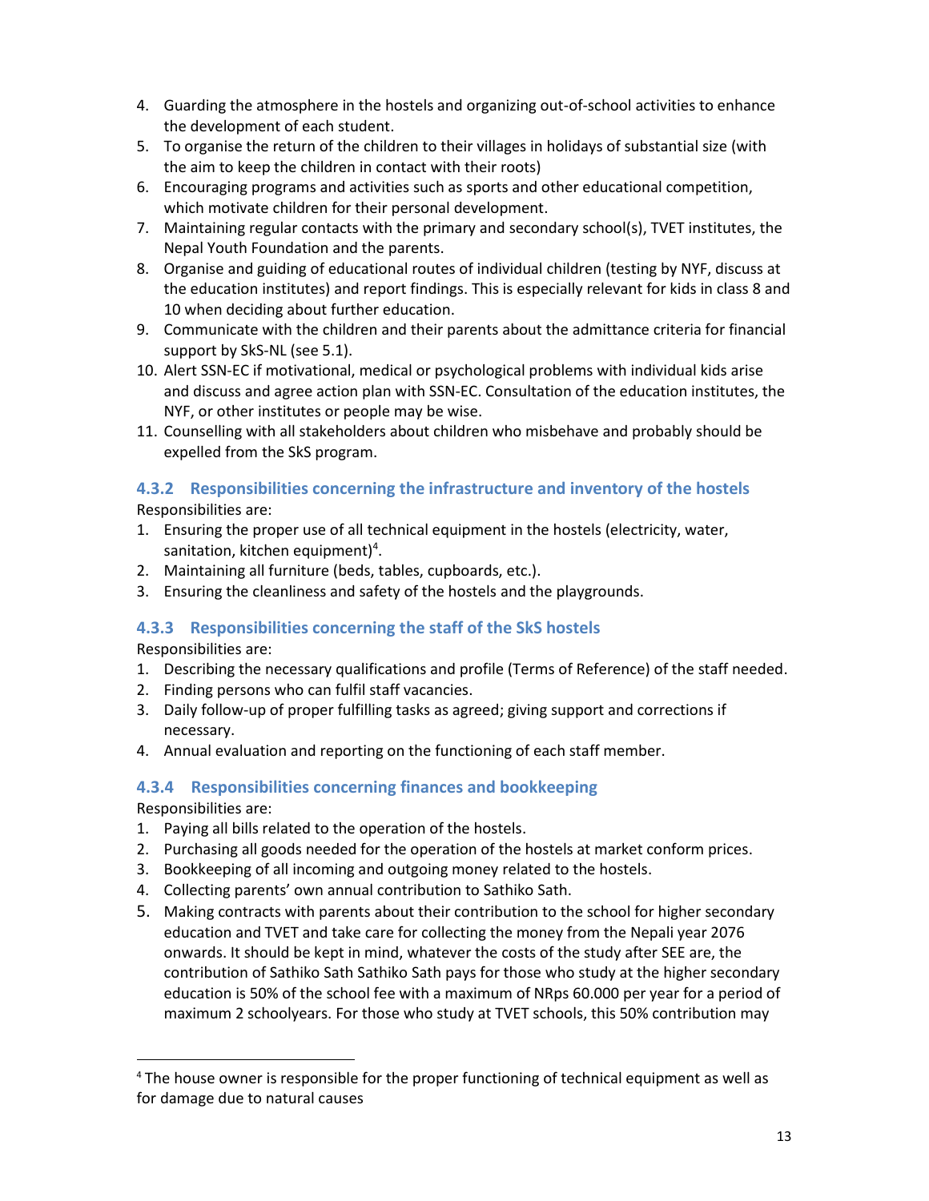4. Guarding the atmosphere in the hostels and organizing out-of-school activities to enhance the development of each student.
5. To organise the return of the children to their villages in holidays of substantial size (with the aim to keep the children in contact with their roots)
6. Encouraging programs and activities such as sports and other educational competition, which motivate children for their personal development.
7. Maintaining regular contacts with the primary and secondary school(s), TVET institutes, the Nepal Youth Foundation and the parents.
8. Organise and guiding of educational routes of individual children (testing by NYF, discuss at the education institutes) and report findings. This is especially relevant for kids in class 8 and 10 when deciding about further education.
9. Communicate with the children and their parents about the admittance criteria for financial support by SkS-NL (see 5.1).
10. Alert SSN-EC if motivational, medical or psychological problems with individual kids arise and discuss and agree action plan with SSN-EC. Consultation of the education institutes, the NYF, or other institutes or people may be wise.
11. Counselling with all stakeholders about children who misbehave and probably should be expelled from the SkS program.

### 4.3.2 Responsibilities concerning the infrastructure and inventory of the hostels

Responsibilities are:

1. Ensuring the proper use of all technical equipment in the hostels (electricity, water, sanitation, kitchen equipment)[4].
2. Maintaining all furniture (beds, tables, cupboards, etc.).
3. Ensuring the cleanliness and safety of the hostels and the playgrounds.

### 4.3.3 Responsibilities concerning the staff of the SkS hostels

Responsibilities are:

1. Describing the necessary qualifications and profile (Terms of Reference) of the staff needed.
2. Finding persons who can fulfil staff vacancies.
3. Daily follow-up of proper fulfilling tasks as agreed; giving support and corrections if necessary.
4. Annual evaluation and reporting on the functioning of each staff member.

### 4.3.4 Responsibilities concerning finances and bookkeeping

Responsibilities are:

1. Paying all bills related to the operation of the hostels.
2. Purchasing all goods needed for the operation of the hostels at market conform prices.
3. Bookkeeping of all incoming and outgoing money related to the hostels.
4. Collecting parents' own annual contribution to Sathiko Sath.
5. Making contracts with parents about their contribution to the school for higher secondary education and TVET and take care for collecting the money from the Nepali year 2076 onwards. It should be kept in mind, whatever the costs of the study after SEE are, the contribution of Sathiko Sath Sathiko Sath pays for those who study at the higher secondary education is 50% of the school fee with a maximum of NRps 60.000 per year for a period of maximum 2 schoolyears. For those who study at TVET schools, this 50% contribution may

---

[4] The house owner is responsible for the proper functioning of technical equipment as well as for damage due to natural causes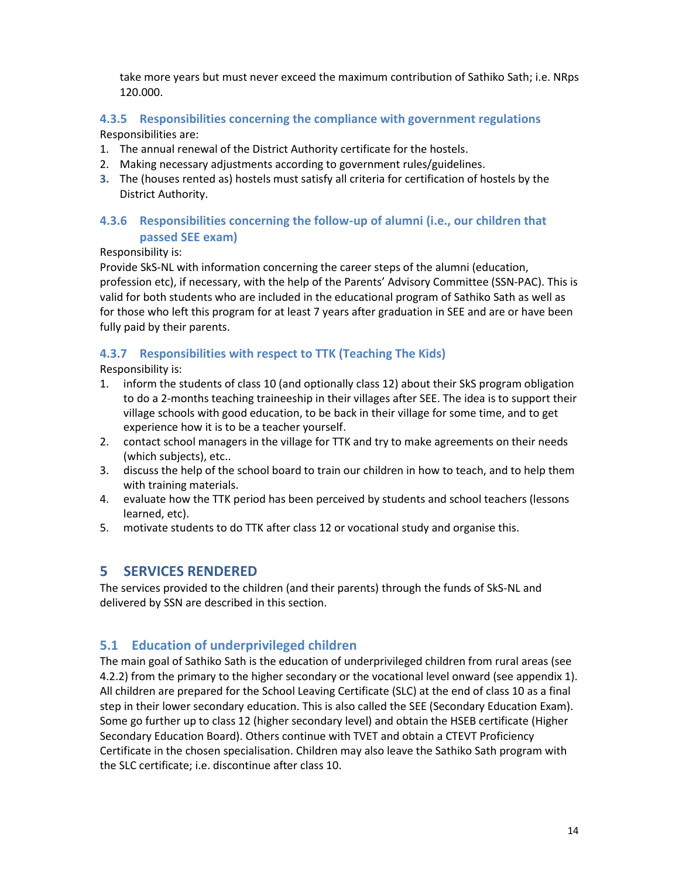take more years but must never exceed the maximum contribution of Sathiko Sath; i.e. NRps 120.000.

### 4.3.5 Responsibilities concerning the compliance with government regulations

Responsibilities are:

1. The annual renewal of the District Authority certificate for the hostels.
2. Making necessary adjustments according to government rules/guidelines.
3. The (houses rented as) hostels must satisfy all criteria for certification of hostels by the District Authority.

### 4.3.6 Responsibilities concerning the follow-up of alumni (i.e., our children that passed SEE exam)

Responsibility is:

Provide SkS-NL with information concerning the career steps of the alumni (education, profession etc), if necessary, with the help of the Parents' Advisory Committee (SSN-PAC). This is valid for both students who are included in the educational program of Sathiko Sath as well as for those who left this program for at least 7 years after graduation in SEE and are or have been fully paid by their parents.

### 4.3.7 Responsibilities with respect to TTK (Teaching The Kids)

Responsibility is:

1. inform the students of class 10 (and optionally class 12) about their SkS program obligation to do a 2-months teaching traineeship in their villages after SEE. The idea is to support their village schools with good education, to be back in their village for some time, and to get experience how it is to be a teacher yourself.
2. contact school managers in the village for TTK and try to make agreements on their needs (which subjects), etc..
3. discuss the help of the school board to train our children in how to teach, and to help them with training materials.
4. evaluate how the TTK period has been perceived by students and school teachers (lessons learned, etc).
5. motivate students to do TTK after class 12 or vocational study and organise this.

# 5 SERVICES RENDERED

The services provided to the children (and their parents) through the funds of SkS-NL and delivered by SSN are described in this section.

## 5.1 Education of underprivileged children

The main goal of Sathiko Sath is the education of underprivileged children from rural areas (see 4.2.2) from the primary to the higher secondary or the vocational level onward (see appendix 1). All children are prepared for the School Leaving Certificate (SLC) at the end of class 10 as a final step in their lower secondary education. This is also called the SEE (Secondary Education Exam). Some go further up to class 12 (higher secondary level) and obtain the HSEB certificate (Higher Secondary Education Board). Others continue with TVET and obtain a CTEVT Proficiency Certificate in the chosen specialisation. Children may also leave the Sathiko Sath program with the SLC certificate; i.e. discontinue after class 10.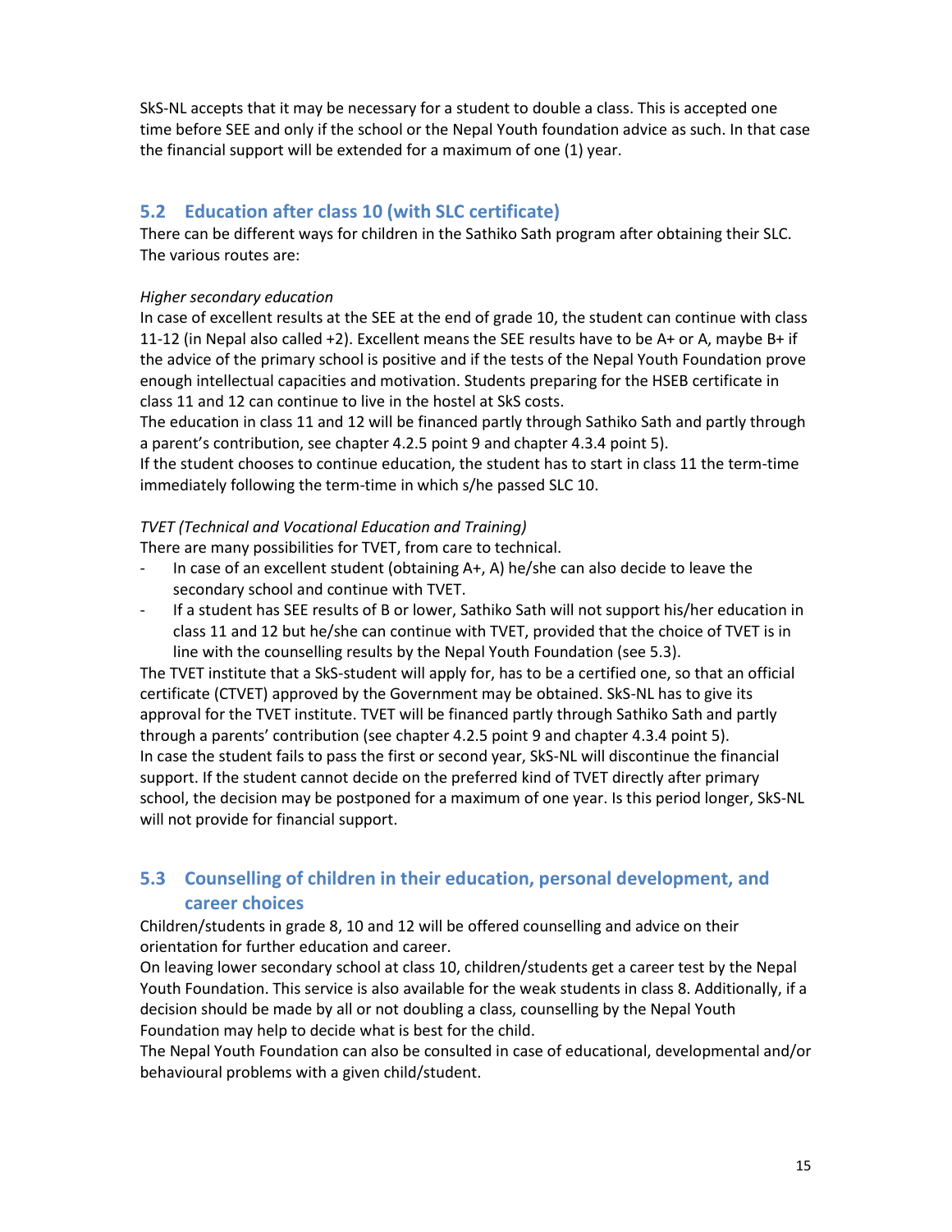SkS-NL accepts that it may be necessary for a student to double a class. This is accepted one time before SEE and only if the school or the Nepal Youth foundation advice as such. In that case the financial support will be extended for a maximum of one (1) year.

## 5.2 Education after class 10 (with SLC certificate)

There can be different ways for children in the Sathiko Sath program after obtaining their SLC. The various routes are:

*Higher secondary education*

In case of excellent results at the SEE at the end of grade 10, the student can continue with class 11-12 (in Nepal also called +2). Excellent means the SEE results have to be A+ or A, maybe B+ if the advice of the primary school is positive and if the tests of the Nepal Youth Foundation prove enough intellectual capacities and motivation. Students preparing for the HSEB certificate in class 11 and 12 can continue to live in the hostel at SkS costs.

The education in class 11 and 12 will be financed partly through Sathiko Sath and partly through a parent's contribution, see chapter 4.2.5 point 9 and chapter 4.3.4 point 5).

If the student chooses to continue education, the student has to start in class 11 the term-time immediately following the term-time in which s/he passed SLC 10.

*TVET (Technical and Vocational Education and Training)*

There are many possibilities for TVET, from care to technical.

- In case of an excellent student (obtaining A+, A) he/she can also decide to leave the secondary school and continue with TVET.
- If a student has SEE results of B or lower, Sathiko Sath will not support his/her education in class 11 and 12 but he/she can continue with TVET, provided that the choice of TVET is in line with the counselling results by the Nepal Youth Foundation (see 5.3).

The TVET institute that a SkS-student will apply for, has to be a certified one, so that an official certificate (CTVET) approved by the Government may be obtained. SkS-NL has to give its approval for the TVET institute. TVET will be financed partly through Sathiko Sath and partly through a parents' contribution (see chapter 4.2.5 point 9 and chapter 4.3.4 point 5).

In case the student fails to pass the first or second year, SkS-NL will discontinue the financial support. If the student cannot decide on the preferred kind of TVET directly after primary school, the decision may be postponed for a maximum of one year. Is this period longer, SkS-NL will not provide for financial support.

## 5.3 Counselling of children in their education, personal development, and career choices

Children/students in grade 8, 10 and 12 will be offered counselling and advice on their orientation for further education and career.

On leaving lower secondary school at class 10, children/students get a career test by the Nepal Youth Foundation. This service is also available for the weak students in class 8. Additionally, if a decision should be made by all or not doubling a class, counselling by the Nepal Youth Foundation may help to decide what is best for the child.

The Nepal Youth Foundation can also be consulted in case of educational, developmental and/or behavioural problems with a given child/student.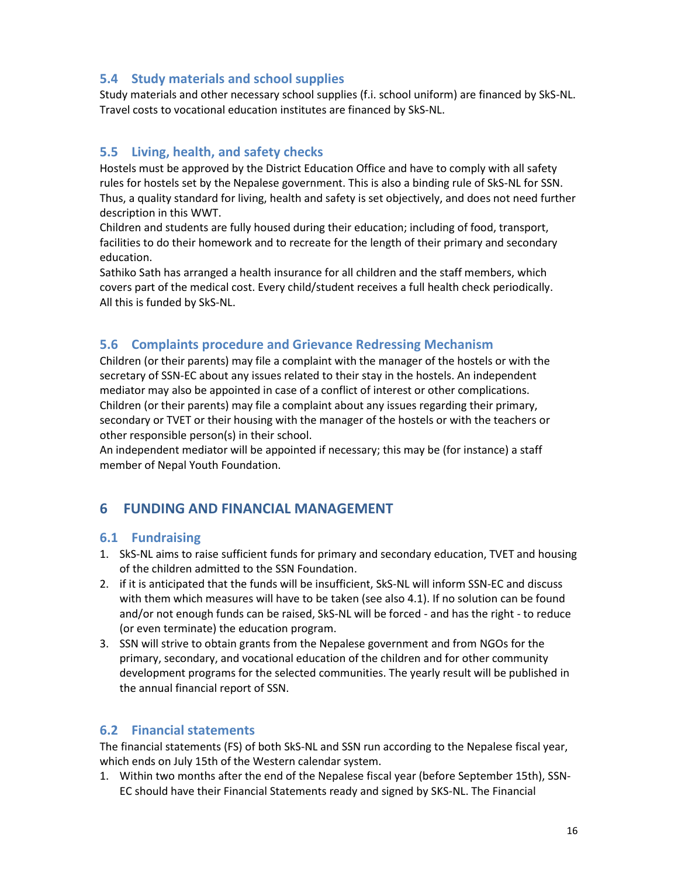### 5.4 Study materials and school supplies

Study materials and other necessary school supplies (f.i. school uniform) are financed by SkS-NL. Travel costs to vocational education institutes are financed by SkS-NL.

### 5.5 Living, health, and safety checks

Hostels must be approved by the District Education Office and have to comply with all safety rules for hostels set by the Nepalese government. This is also a binding rule of SkS-NL for SSN. Thus, a quality standard for living, health and safety is set objectively, and does not need further description in this WWT.

Children and students are fully housed during their education; including of food, transport, facilities to do their homework and to recreate for the length of their primary and secondary education.

Sathiko Sath has arranged a health insurance for all children and the staff members, which covers part of the medical cost. Every child/student receives a full health check periodically. All this is funded by SkS-NL.

### 5.6 Complaints procedure and Grievance Redressing Mechanism

Children (or their parents) may file a complaint with the manager of the hostels or with the secretary of SSN-EC about any issues related to their stay in the hostels. An independent mediator may also be appointed in case of a conflict of interest or other complications.

Children (or their parents) may file a complaint about any issues regarding their primary, secondary or TVET or their housing with the manager of the hostels or with the teachers or other responsible person(s) in their school.

An independent mediator will be appointed if necessary; this may be (for instance) a staff member of Nepal Youth Foundation.

## 6 FUNDING AND FINANCIAL MANAGEMENT

### 6.1 Fundraising

1. SkS-NL aims to raise sufficient funds for primary and secondary education, TVET and housing of the children admitted to the SSN Foundation.
2. if it is anticipated that the funds will be insufficient, SkS-NL will inform SSN-EC and discuss with them which measures will have to be taken (see also 4.1). If no solution can be found and/or not enough funds can be raised, SkS-NL will be forced - and has the right - to reduce (or even terminate) the education program.
3. SSN will strive to obtain grants from the Nepalese government and from NGOs for the primary, secondary, and vocational education of the children and for other community development programs for the selected communities. The yearly result will be published in the annual financial report of SSN.

### 6.2 Financial statements

The financial statements (FS) of both SkS-NL and SSN run according to the Nepalese fiscal year, which ends on July 15th of the Western calendar system.

1. Within two months after the end of the Nepalese fiscal year (before September 15th), SSN-EC should have their Financial Statements ready and signed by SKS-NL. The Financial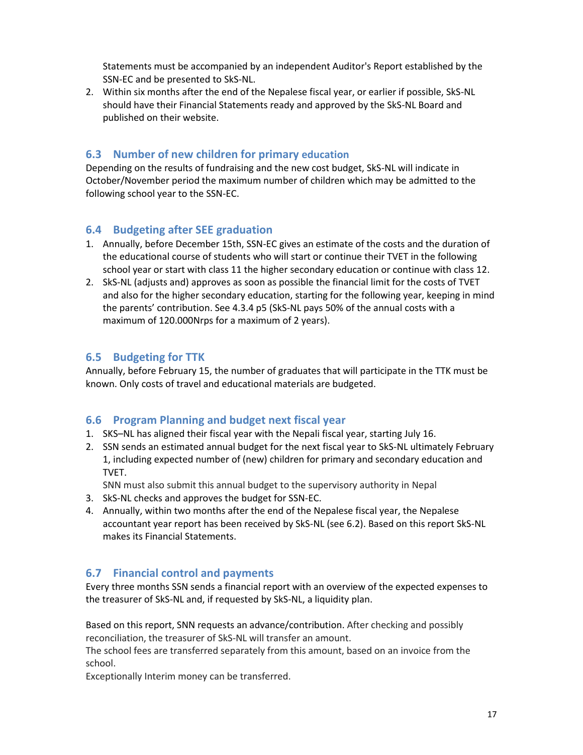Statements must be accompanied by an independent Auditor's Report established by the SSN-EC and be presented to SkS-NL.

2. Within six months after the end of the Nepalese fiscal year, or earlier if possible, SkS-NL should have their Financial Statements ready and approved by the SkS-NL Board and published on their website.

## 6.3 Number of new children for primary education

Depending on the results of fundraising and the new cost budget, SkS-NL will indicate in October/November period the maximum number of children which may be admitted to the following school year to the SSN-EC.

## 6.4 Budgeting after SEE graduation

1. Annually, before December 15th, SSN-EC gives an estimate of the costs and the duration of the educational course of students who will start or continue their TVET in the following school year or start with class 11 the higher secondary education or continue with class 12.
2. SkS-NL (adjusts and) approves as soon as possible the financial limit for the costs of TVET and also for the higher secondary education, starting for the following year, keeping in mind the parents' contribution. See 4.3.4 p5 (SkS-NL pays 50% of the annual costs with a maximum of 120.000Nrps for a maximum of 2 years).

## 6.5 Budgeting for TTK

Annually, before February 15, the number of graduates that will participate in the TTK must be known. Only costs of travel and educational materials are budgeted.

## 6.6 Program Planning and budget next fiscal year

1. SKS–NL has aligned their fiscal year with the Nepali fiscal year, starting July 16.
2. SSN sends an estimated annual budget for the next fiscal year to SkS-NL ultimately February 1, including expected number of (new) children for primary and secondary education and TVET.
   SNN must also submit this annual budget to the supervisory authority in Nepal
3. SkS-NL checks and approves the budget for SSN-EC.
4. Annually, within two months after the end of the Nepalese fiscal year, the Nepalese accountant year report has been received by SkS-NL (see 6.2). Based on this report SkS-NL makes its Financial Statements.

## 6.7 Financial control and payments

Every three months SSN sends a financial report with an overview of the expected expenses to the treasurer of SkS-NL and, if requested by SkS-NL, a liquidity plan.

Based on this report, SNN requests an advance/contribution. After checking and possibly reconciliation, the treasurer of SkS-NL will transfer an amount.
The school fees are transferred separately from this amount, based on an invoice from the school.
Exceptionally Interim money can be transferred.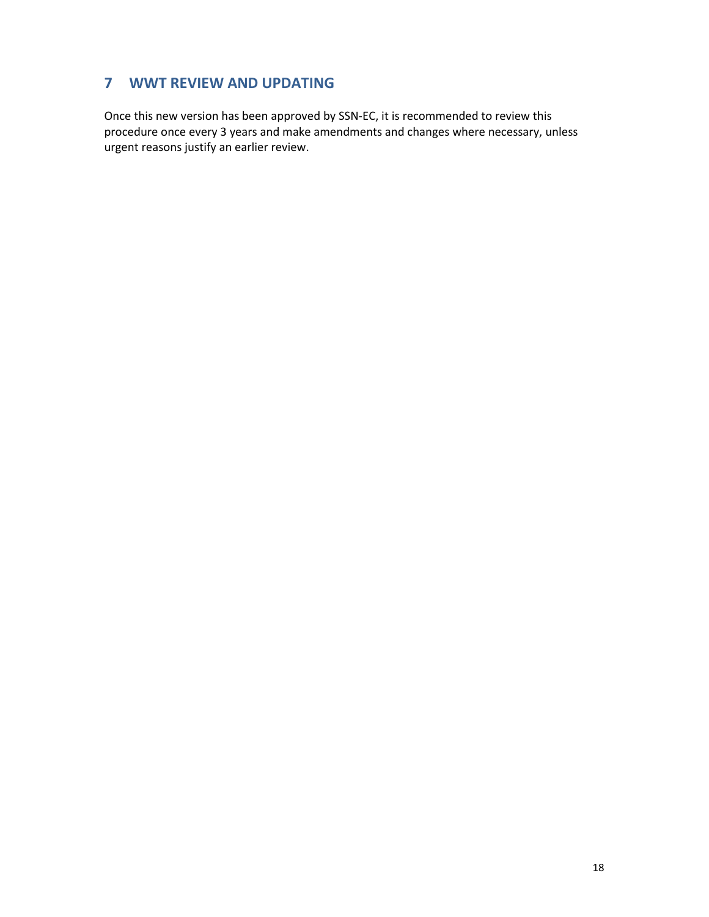# 7 WWT REVIEW AND UPDATING

Once this new version has been approved by SSN-EC, it is recommended to review this procedure once every 3 years and make amendments and changes where necessary, unless urgent reasons justify an earlier review.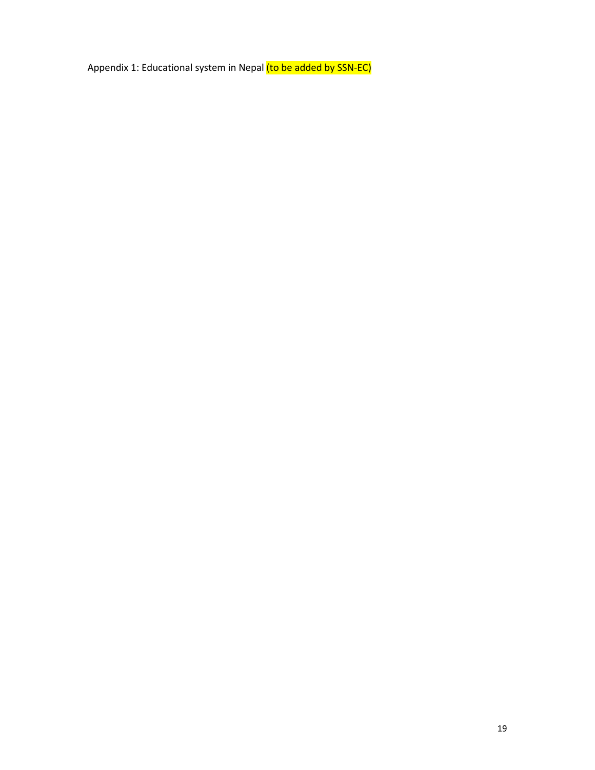Appendix 1: Educational system in Nepal (to be added by SSN-EC)